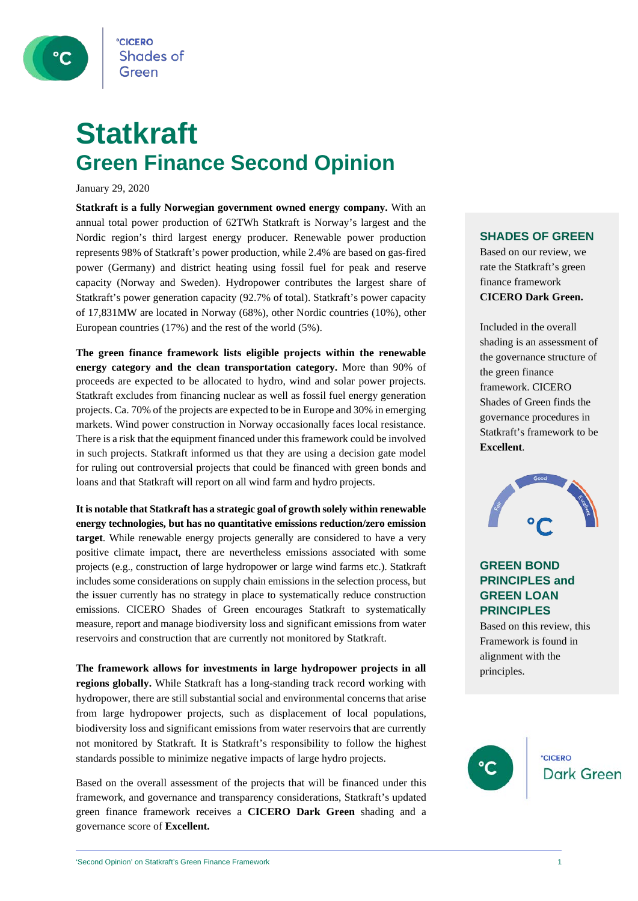# Statkraft

## Green Finance Second Opinion

January 29, 2020

**Statkraft is a fully Norwegian government owned energy company.** With an annual total power production of 62TWh Statkraft is Norway's largest and the Nordic region's third largest energy producer. Renewable power production represents 98% of Statkraft's power production, while 2.4% are based on gas-fired power (Germany) and district heating using fossil fuel for peak and reserve capacity (Norway and Sweden). Hydropower contributes the largest share of Statkraft's power generation capacity (92.7% of total). Statkraft's power capacity of 17,831MW are located in Norway (68%), other Nordic countries (10%), other European countries (17%) and the rest of the world (5%).

**The green finance framework lists eligible projects within the renewable energy category and the clean transportation category.** More than 90% of proceeds are expected to be allocated to hydro, wind and solar power projects. Statkraft excludes from financing nuclear as well as fossil fuel energy generation projects. Ca. 70% of the projects are expected to be in Europe and 30% in emerging markets. Wind power construction in Norway occasionally faces local resistance. There is a risk that the equipment financed under this framework could be involved in such projects. Statkraft informed us that they are using a decision gate model for ruling out controversial projects that could be financed with green bonds and loans and that Statkraft will report on all wind farm and hydro projects.

**It is notable that Statkraft has a strategic goal of growth solely within renewable energy technologies, but has no quantitative emissions reduction/zero emission target**. While renewable energy projects generally are considered to have a very positive climate impact, there are nevertheless emissions associated with some projects (e.g., construction of large hydropower or large wind farms etc.). Statkraft includes some considerations on supply chain emissions in the selection process, but the issuer currently has no strategy in place to systematically reduce construction emissions. CICERO Shades of Green encourages Statkraft to systematically measure, report and manage biodiversity loss and significant emissions from water reservoirs and construction that are currently not monitored by Statkraft.

**The framework allows for investments in large hydropower projects in all regions globally.** While Statkraft has a long-standing track record working with hydropower, there are still substantial social and environmental concerns that arise from large hydropower projects, such as displacement of local populations, biodiversity loss and significant emissions from water reservoirs that are currently not monitored by Statkraft. It is Statkraft's responsibility to follow the highest standards possible to minimize negative impacts of large hydro projects.

Based on the overall assessment of the projects that will be financed under this framework, and governance and transparency considerations, Statkraft's updated green finance framework receives a **CICERO Dark Green** shading and a governance score of **Excellent.**

### SHADES OF GREEN

Based on our review, we rate the Statkraft's green finance framework **CICERO Dark Green.**

Included in the overall shading is an assessment of the governance structure of the green finance framework. CICERO Shades of Green finds the governance procedures in Statkraft's framework to be **Excellent**.

Fair
Good
Excellent
°C

### GREEN BOND PRINCIPLES and GREEN LOAN PRINCIPLES

Based on this review, this Framework is found in alignment with the principles.

°C
°CICERO
Dark Green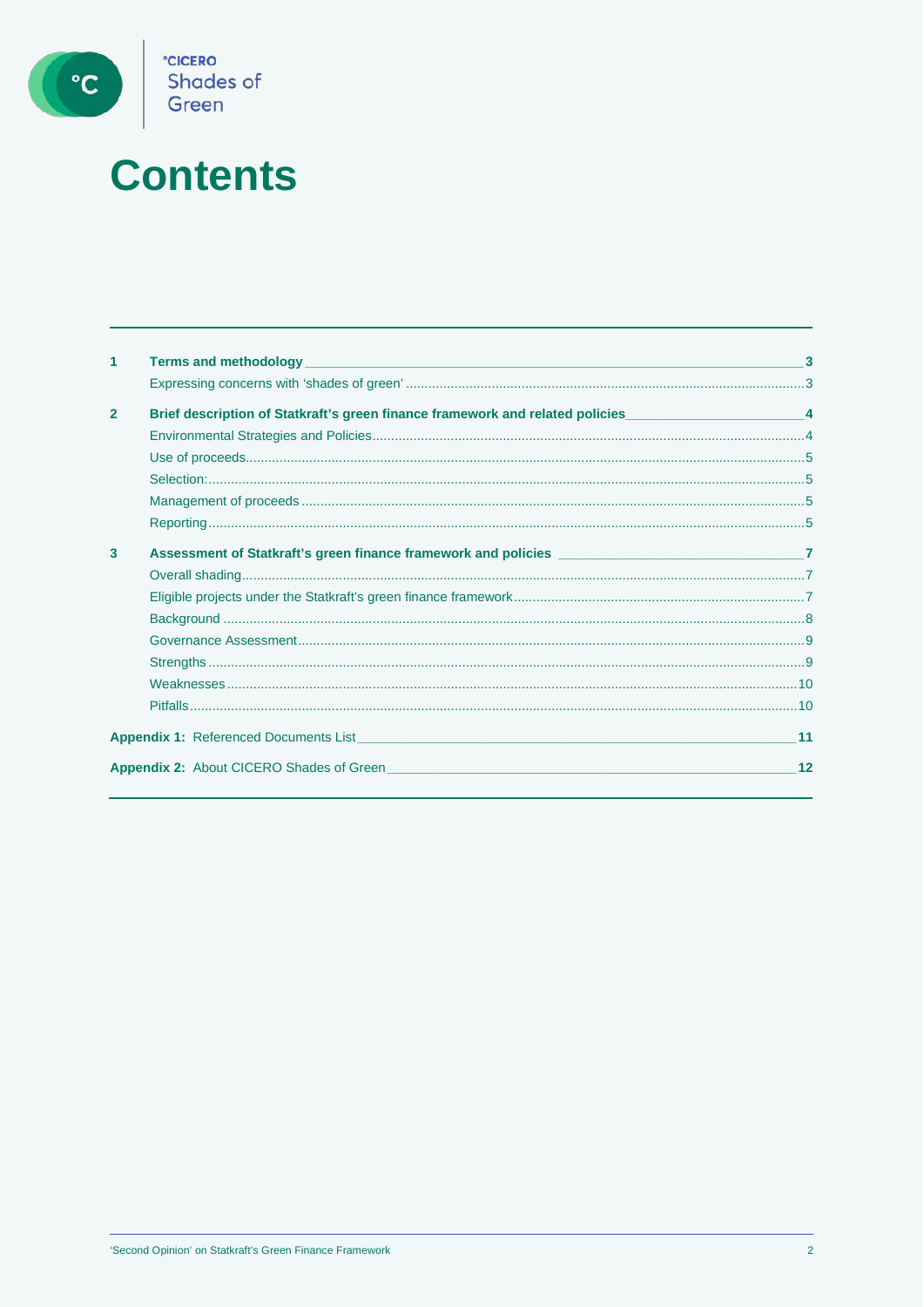# Contents

1 **Terms and methodology** 3
- Expressing concerns with 'shades of green' 3

2 **Brief description of Statkraft's green finance framework and related policies** 4
- Environmental Strategies and Policies 4
- Use of proceeds 5
- Selection: 5
- Management of proceeds 5
- Reporting 5

3 **Assessment of Statkraft's green finance framework and policies** 7
- Overall shading 7
- Eligible projects under the Statkraft's green finance framework 7
- Background 8
- Governance Assessment 9
- Strengths 9
- Weaknesses 10
- Pitfalls 10

**Appendix 1:** Referenced Documents List 11

**Appendix 2:** About CICERO Shades of Green 12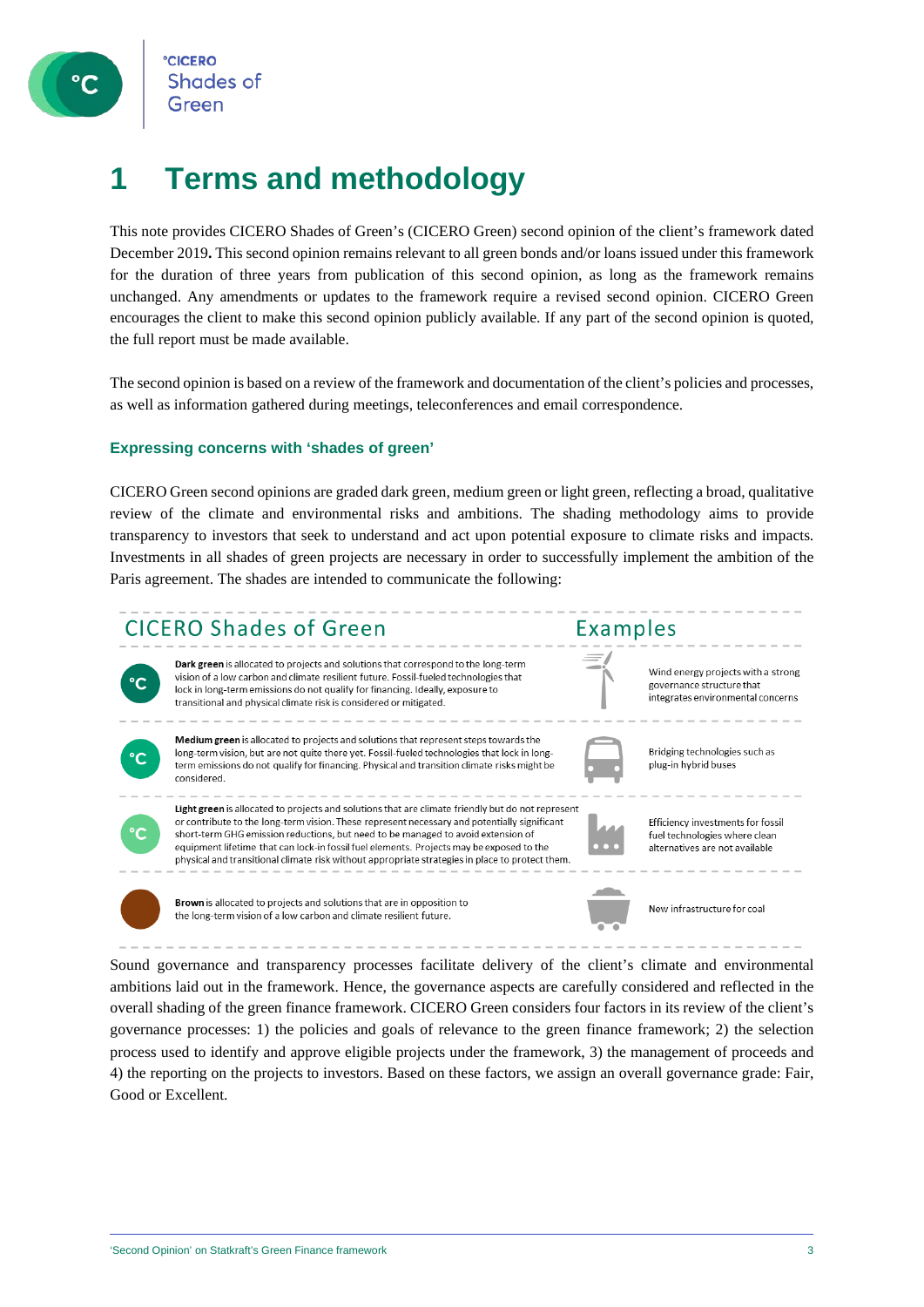# 1 Terms and methodology

This note provides CICERO Shades of Green's (CICERO Green) second opinion of the client's framework dated December 2019**.** This second opinion remains relevant to all green bonds and/or loans issued under this framework for the duration of three years from publication of this second opinion, as long as the framework remains unchanged. Any amendments or updates to the framework require a revised second opinion. CICERO Green encourages the client to make this second opinion publicly available. If any part of the second opinion is quoted, the full report must be made available.

The second opinion is based on a review of the framework and documentation of the client's policies and processes, as well as information gathered during meetings, teleconferences and email correspondence.

### Expressing concerns with 'shades of green'

CICERO Green second opinions are graded dark green, medium green or light green, reflecting a broad, qualitative review of the climate and environmental risks and ambitions. The shading methodology aims to provide transparency to investors that seek to understand and act upon potential exposure to climate risks and impacts. Investments in all shades of green projects are necessary in order to successfully implement the ambition of the Paris agreement. The shades are intended to communicate the following:

| CICERO Shades of Green | Examples |
|---|---|
| **Dark green** is allocated to projects and solutions that correspond to the long-term vision of a low carbon and climate resilient future. Fossil-fueled technologies that lock in long-term emissions do not qualify for financing. Ideally, exposure to transitional and physical climate risk is considered or mitigated. | Wind energy projects with a strong governance structure that integrates environmental concerns |
| **Medium green** is allocated to projects and solutions that represent steps towards the long-term vision, but are not quite there yet. Fossil-fueled technologies that lock in long-term emissions do not qualify for financing. Physical and transition climate risks might be considered. | Bridging technologies such as plug-in hybrid buses |
| **Light green** is allocated to projects and solutions that are climate friendly but do not represent or contribute to the long-term vision. These represent necessary and potentially significant short-term GHG emission reductions, but need to be managed to avoid extension of equipment lifetime that can lock-in fossil fuel elements. Projects may be exposed to the physical and transitional climate risk without appropriate strategies in place to protect them. | Efficiency investments for fossil fuel technologies where clean alternatives are not available |
| **Brown** is allocated to projects and solutions that are in opposition to the long-term vision of a low carbon and climate resilient future. | New infrastructure for coal |

Sound governance and transparency processes facilitate delivery of the client's climate and environmental ambitions laid out in the framework. Hence, the governance aspects are carefully considered and reflected in the overall shading of the green finance framework. CICERO Green considers four factors in its review of the client's governance processes: 1) the policies and goals of relevance to the green finance framework; 2) the selection process used to identify and approve eligible projects under the framework, 3) the management of proceeds and 4) the reporting on the projects to investors. Based on these factors, we assign an overall governance grade: Fair, Good or Excellent.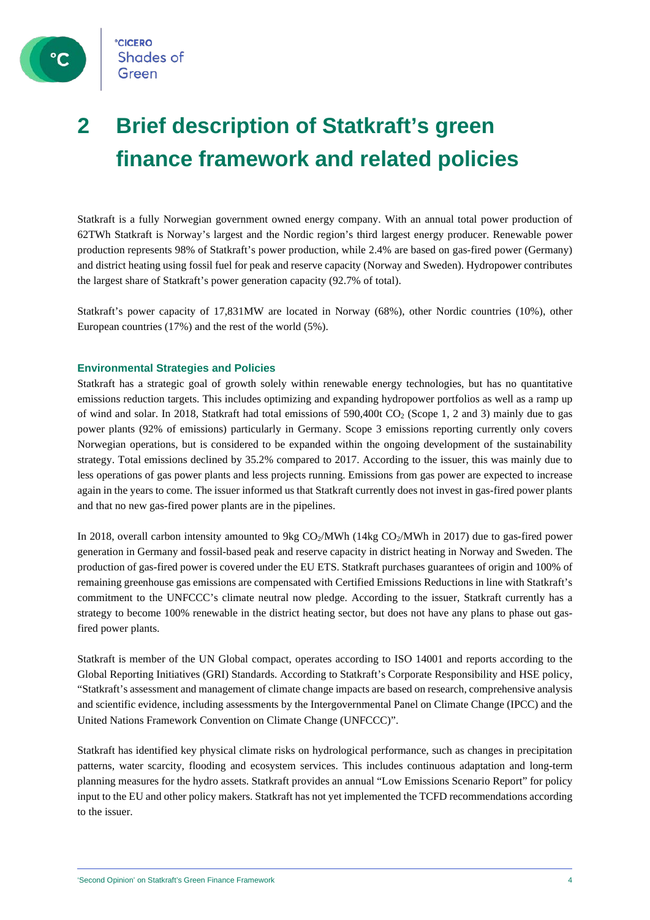# 2 Brief description of Statkraft's green finance framework and related policies

Statkraft is a fully Norwegian government owned energy company. With an annual total power production of 62TWh Statkraft is Norway's largest and the Nordic region's third largest energy producer. Renewable power production represents 98% of Statkraft's power production, while 2.4% are based on gas-fired power (Germany) and district heating using fossil fuel for peak and reserve capacity (Norway and Sweden). Hydropower contributes the largest share of Statkraft's power generation capacity (92.7% of total).

Statkraft's power capacity of 17,831MW are located in Norway (68%), other Nordic countries (10%), other European countries (17%) and the rest of the world (5%).

### Environmental Strategies and Policies

Statkraft has a strategic goal of growth solely within renewable energy technologies, but has no quantitative emissions reduction targets. This includes optimizing and expanding hydropower portfolios as well as a ramp up of wind and solar. In 2018, Statkraft had total emissions of 590,400t $CO_2$ (Scope 1, 2 and 3) mainly due to gas power plants (92% of emissions) particularly in Germany. Scope 3 emissions reporting currently only covers Norwegian operations, but is considered to be expanded within the ongoing development of the sustainability strategy. Total emissions declined by 35.2% compared to 2017. According to the issuer, this was mainly due to less operations of gas power plants and less projects running. Emissions from gas power are expected to increase again in the years to come. The issuer informed us that Statkraft currently does not invest in gas-fired power plants and that no new gas-fired power plants are in the pipelines.

In 2018, overall carbon intensity amounted to 9kg $CO_2$/MWh (14kg $CO_2$/MWh in 2017) due to gas-fired power generation in Germany and fossil-based peak and reserve capacity in district heating in Norway and Sweden. The production of gas-fired power is covered under the EU ETS. Statkraft purchases guarantees of origin and 100% of remaining greenhouse gas emissions are compensated with Certified Emissions Reductions in line with Statkraft's commitment to the UNFCCC's climate neutral now pledge. According to the issuer, Statkraft currently has a strategy to become 100% renewable in the district heating sector, but does not have any plans to phase out gas-fired power plants.

Statkraft is member of the UN Global compact, operates according to ISO 14001 and reports according to the Global Reporting Initiatives (GRI) Standards. According to Statkraft's Corporate Responsibility and HSE policy, "Statkraft's assessment and management of climate change impacts are based on research, comprehensive analysis and scientific evidence, including assessments by the Intergovernmental Panel on Climate Change (IPCC) and the United Nations Framework Convention on Climate Change (UNFCCC)".

Statkraft has identified key physical climate risks on hydrological performance, such as changes in precipitation patterns, water scarcity, flooding and ecosystem services. This includes continuous adaptation and long-term planning measures for the hydro assets. Statkraft provides an annual "Low Emissions Scenario Report" for policy input to the EU and other policy makers. Statkraft has not yet implemented the TCFD recommendations according to the issuer.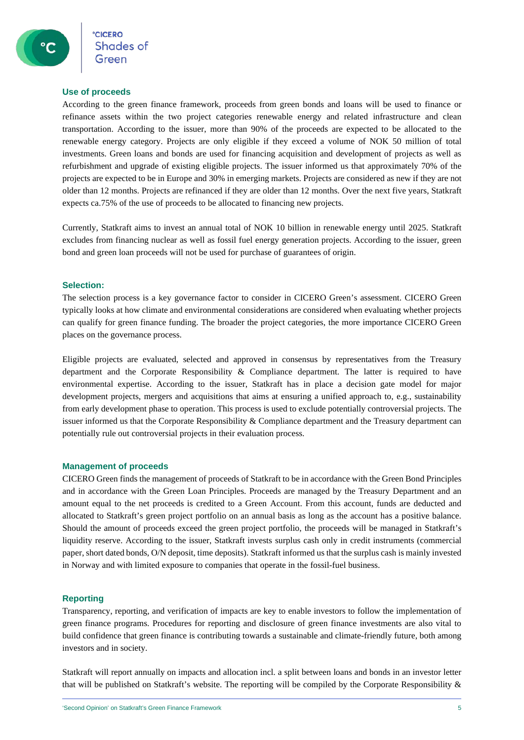### Use of proceeds

According to the green finance framework, proceeds from green bonds and loans will be used to finance or refinance assets within the two project categories renewable energy and related infrastructure and clean transportation. According to the issuer, more than 90% of the proceeds are expected to be allocated to the renewable energy category. Projects are only eligible if they exceed a volume of NOK 50 million of total investments. Green loans and bonds are used for financing acquisition and development of projects as well as refurbishment and upgrade of existing eligible projects. The issuer informed us that approximately 70% of the projects are expected to be in Europe and 30% in emerging markets. Projects are considered as new if they are not older than 12 months. Projects are refinanced if they are older than 12 months. Over the next five years, Statkraft expects ca.75% of the use of proceeds to be allocated to financing new projects.

Currently, Statkraft aims to invest an annual total of NOK 10 billion in renewable energy until 2025. Statkraft excludes from financing nuclear as well as fossil fuel energy generation projects. According to the issuer, green bond and green loan proceeds will not be used for purchase of guarantees of origin.

### Selection:

The selection process is a key governance factor to consider in CICERO Green's assessment. CICERO Green typically looks at how climate and environmental considerations are considered when evaluating whether projects can qualify for green finance funding. The broader the project categories, the more importance CICERO Green places on the governance process.

Eligible projects are evaluated, selected and approved in consensus by representatives from the Treasury department and the Corporate Responsibility & Compliance department. The latter is required to have environmental expertise. According to the issuer, Statkraft has in place a decision gate model for major development projects, mergers and acquisitions that aims at ensuring a unified approach to, e.g., sustainability from early development phase to operation. This process is used to exclude potentially controversial projects. The issuer informed us that the Corporate Responsibility & Compliance department and the Treasury department can potentially rule out controversial projects in their evaluation process.

### Management of proceeds

CICERO Green finds the management of proceeds of Statkraft to be in accordance with the Green Bond Principles and in accordance with the Green Loan Principles. Proceeds are managed by the Treasury Department and an amount equal to the net proceeds is credited to a Green Account. From this account, funds are deducted and allocated to Statkraft's green project portfolio on an annual basis as long as the account has a positive balance. Should the amount of proceeds exceed the green project portfolio, the proceeds will be managed in Statkraft's liquidity reserve. According to the issuer, Statkraft invests surplus cash only in credit instruments (commercial paper, short dated bonds, O/N deposit, time deposits). Statkraft informed us that the surplus cash is mainly invested in Norway and with limited exposure to companies that operate in the fossil-fuel business.

### Reporting

Transparency, reporting, and verification of impacts are key to enable investors to follow the implementation of green finance programs. Procedures for reporting and disclosure of green finance investments are also vital to build confidence that green finance is contributing towards a sustainable and climate-friendly future, both among investors and in society.

Statkraft will report annually on impacts and allocation incl. a split between loans and bonds in an investor letter that will be published on Statkraft's website. The reporting will be compiled by the Corporate Responsibility &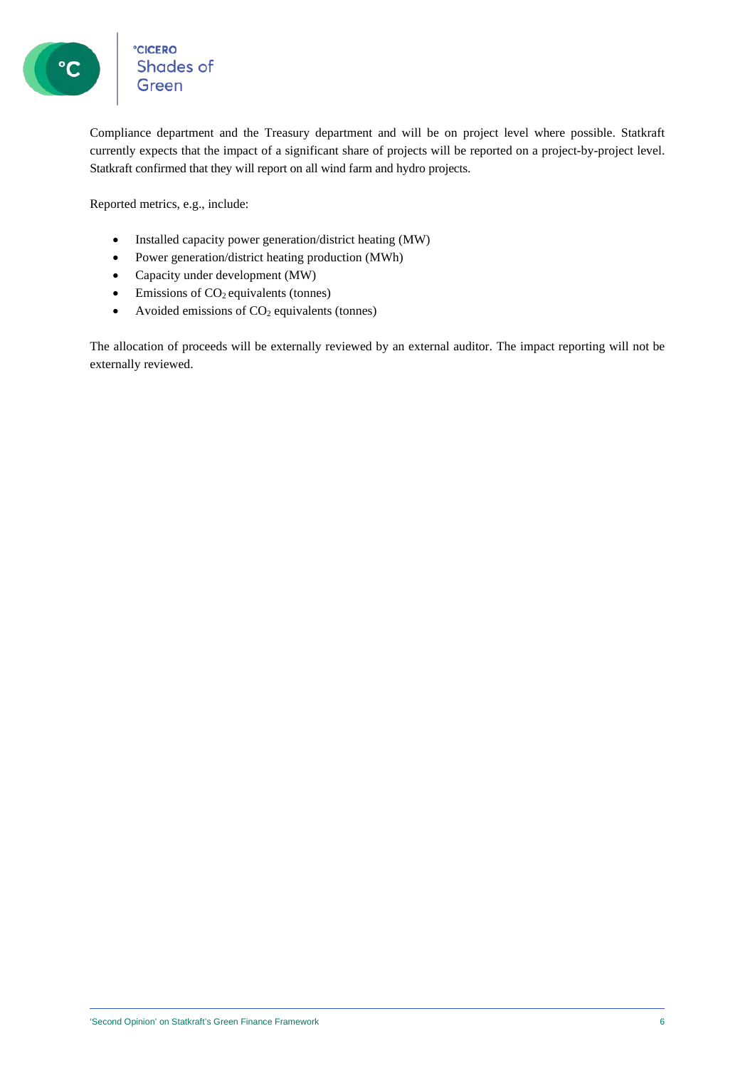Compliance department and the Treasury department and will be on project level where possible. Statkraft currently expects that the impact of a significant share of projects will be reported on a project-by-project level. Statkraft confirmed that they will report on all wind farm and hydro projects.

Reported metrics, e.g., include:

- Installed capacity power generation/district heating (MW)
- Power generation/district heating production (MWh)
- Capacity under development (MW)
- Emissions of $CO_2$ equivalents (tonnes)
- Avoided emissions of $CO_2$ equivalents (tonnes)

The allocation of proceeds will be externally reviewed by an external auditor. The impact reporting will not be externally reviewed.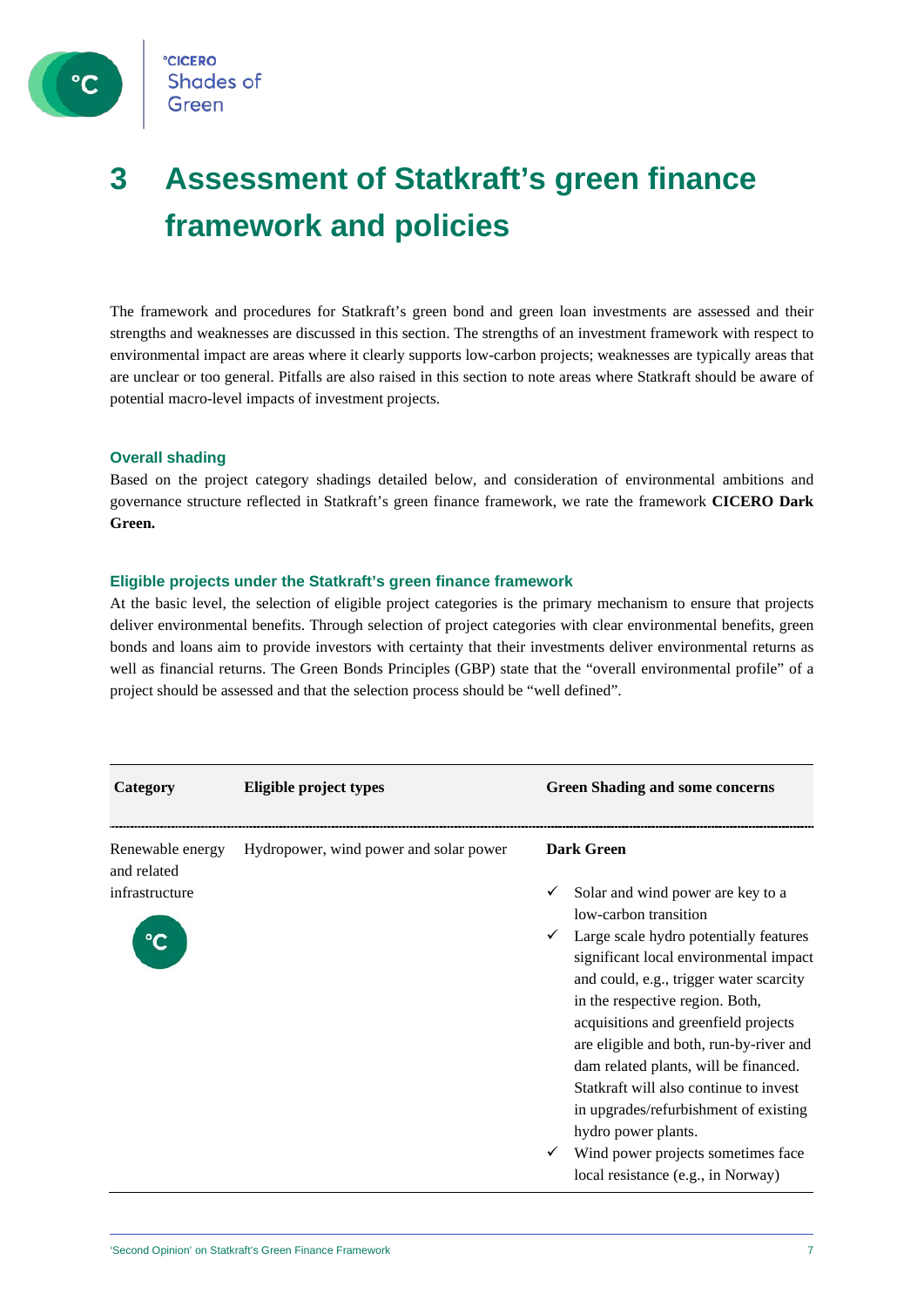# 3 Assessment of Statkraft's green finance framework and policies

The framework and procedures for Statkraft's green bond and green loan investments are assessed and their strengths and weaknesses are discussed in this section. The strengths of an investment framework with respect to environmental impact are areas where it clearly supports low-carbon projects; weaknesses are typically areas that are unclear or too general. Pitfalls are also raised in this section to note areas where Statkraft should be aware of potential macro-level impacts of investment projects.

### Overall shading

Based on the project category shadings detailed below, and consideration of environmental ambitions and governance structure reflected in Statkraft's green finance framework, we rate the framework **CICERO Dark Green.**

### Eligible projects under the Statkraft's green finance framework

At the basic level, the selection of eligible project categories is the primary mechanism to ensure that projects deliver environmental benefits. Through selection of project categories with clear environmental benefits, green bonds and loans aim to provide investors with certainty that their investments deliver environmental returns as well as financial returns. The Green Bonds Principles (GBP) state that the "overall environmental profile" of a project should be assessed and that the selection process should be "well defined".

| Category | Eligible project types | Green Shading and some concerns |
|---|---|---|
| Renewable energy and related infrastructure | Hydropower, wind power and solar power | **Dark Green**<br><br>✓ Solar and wind power are key to a low-carbon transition<br>✓ Large scale hydro potentially features significant local environmental impact and could, e.g., trigger water scarcity in the respective region. Both, acquisitions and greenfield projects are eligible and both, run-by-river and dam related plants, will be financed. Statkraft will also continue to invest in upgrades/refurbishment of existing hydro power plants.<br>✓ Wind power projects sometimes face local resistance (e.g., in Norway) |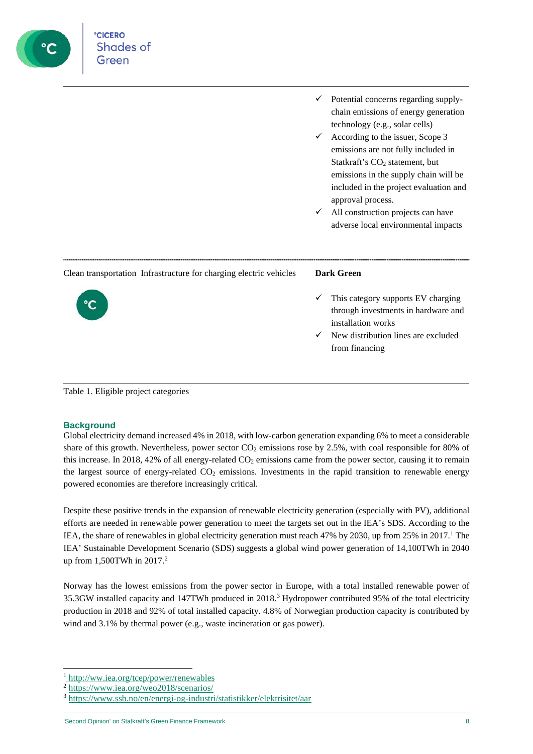| | | | |
|---|---|---|---|
| | | | ✓ Potential concerns regarding supply-chain emissions of energy generation technology (e.g., solar cells)<br>✓ According to the issuer, Scope 3 emissions are not fully included in Statkraft's $CO_2$ statement, but emissions in the supply chain will be included in the project evaluation and approval process.<br>✓ All construction projects can have adverse local environmental impacts |
| Clean transportation | Infrastructure for charging electric vehicles | | **Dark Green**<br>✓ This category supports EV charging through investments in hardware and installation works<br>✓ New distribution lines are excluded from financing |

Table 1. Eligible project categories

## Background

Global electricity demand increased 4% in 2018, with low-carbon generation expanding 6% to meet a considerable share of this growth. Nevertheless, power sector $CO_2$ emissions rose by 2.5%, with coal responsible for 80% of this increase. In 2018, 42% of all energy-related $CO_2$ emissions came from the power sector, causing it to remain the largest source of energy-related $CO_2$ emissions. Investments in the rapid transition to renewable energy powered economies are therefore increasingly critical.

Despite these positive trends in the expansion of renewable electricity generation (especially with PV), additional efforts are needed in renewable power generation to meet the targets set out in the IEA's SDS. According to the IEA, the share of renewables in global electricity generation must reach 47% by 2030, up from 25% in 2017.[1] The IEA' Sustainable Development Scenario (SDS) suggests a global wind power generation of 14,100TWh in 2040 up from 1,500TWh in 2017.[2]

Norway has the lowest emissions from the power sector in Europe, with a total installed renewable power of 35.3GW installed capacity and 147TWh produced in 2018.[3] Hydropower contributed 95% of the total electricity production in 2018 and 92% of total installed capacity. 4.8% of Norwegian production capacity is contributed by wind and 3.1% by thermal power (e.g., waste incineration or gas power).

[1] http://ww.iea.org/tcep/power/renewables
[2] https://www.iea.org/weo2018/scenarios/
[3] https://www.ssb.no/en/energi-og-industri/statistikker/elektrisitet/aar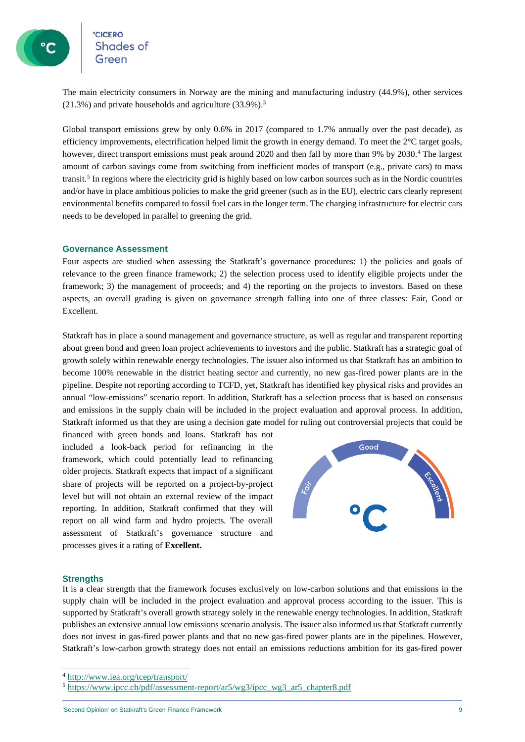The main electricity consumers in Norway are the mining and manufacturing industry (44.9%), other services (21.3%) and private households and agriculture (33.9%).[3]

Global transport emissions grew by only 0.6% in 2017 (compared to 1.7% annually over the past decade), as efficiency improvements, electrification helped limit the growth in energy demand. To meet the 2°C target goals, however, direct transport emissions must peak around 2020 and then fall by more than 9% by 2030.[4] The largest amount of carbon savings come from switching from inefficient modes of transport (e.g., private cars) to mass transit.[5] In regions where the electricity grid is highly based on low carbon sources such as in the Nordic countries and/or have in place ambitious policies to make the grid greener (such as in the EU), electric cars clearly represent environmental benefits compared to fossil fuel cars in the longer term. The charging infrastructure for electric cars needs to be developed in parallel to greening the grid.

### Governance Assessment

Four aspects are studied when assessing the Statkraft's governance procedures: 1) the policies and goals of relevance to the green finance framework; 2) the selection process used to identify eligible projects under the framework; 3) the management of proceeds; and 4) the reporting on the projects to investors. Based on these aspects, an overall grading is given on governance strength falling into one of three classes: Fair, Good or Excellent.

Statkraft has in place a sound management and governance structure, as well as regular and transparent reporting about green bond and green loan project achievements to investors and the public. Statkraft has a strategic goal of growth solely within renewable energy technologies. The issuer also informed us that Statkraft has an ambition to become 100% renewable in the district heating sector and currently, no new gas-fired power plants are in the pipeline. Despite not reporting according to TCFD, yet, Statkraft has identified key physical risks and provides an annual "low-emissions" scenario report. In addition, Statkraft has a selection process that is based on consensus and emissions in the supply chain will be included in the project evaluation and approval process. In addition, Statkraft informed us that they are using a decision gate model for ruling out controversial projects that could be financed with green bonds and loans. Statkraft has not included a look-back period for refinancing in the framework, which could potentially lead to refinancing older projects. Statkraft expects that impact of a significant share of projects will be reported on a project-by-project level but will not obtain an external review of the impact reporting. In addition, Statkraft confirmed that they will report on all wind farm and hydro projects. The overall assessment of Statkraft's governance structure and processes gives it a rating of **Excellent.**

Fair
Good
Excellent
°C

### Strengths

It is a clear strength that the framework focuses exclusively on low-carbon solutions and that emissions in the supply chain will be included in the project evaluation and approval process according to the issuer. This is supported by Statkraft's overall growth strategy solely in the renewable energy technologies. In addition, Statkraft publishes an extensive annual low emissions scenario analysis. The issuer also informed us that Statkraft currently does not invest in gas-fired power plants and that no new gas-fired power plants are in the pipelines. However, Statkraft's low-carbon growth strategy does not entail an emissions reductions ambition for its gas-fired power

---

[4] http://www.iea.org/tcep/transport/

[5] https://www.ipcc.ch/pdf/assessment-report/ar5/wg3/ipcc_wg3_ar5_chapter8.pdf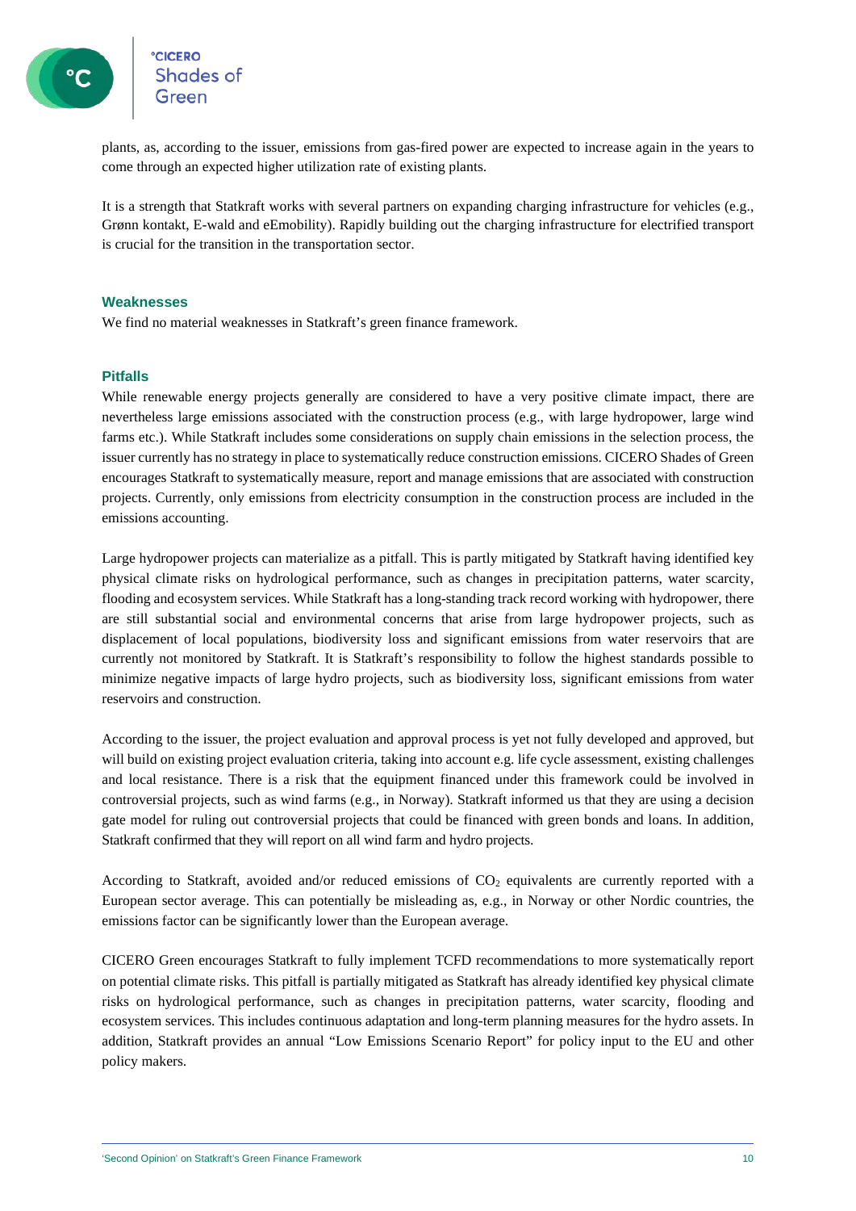plants, as, according to the issuer, emissions from gas-fired power are expected to increase again in the years to come through an expected higher utilization rate of existing plants.

It is a strength that Statkraft works with several partners on expanding charging infrastructure for vehicles (e.g., Grønn kontakt, E-wald and eEmobility). Rapidly building out the charging infrastructure for electrified transport is crucial for the transition in the transportation sector.

### Weaknesses

We find no material weaknesses in Statkraft's green finance framework.

### Pitfalls

While renewable energy projects generally are considered to have a very positive climate impact, there are nevertheless large emissions associated with the construction process (e.g., with large hydropower, large wind farms etc.). While Statkraft includes some considerations on supply chain emissions in the selection process, the issuer currently has no strategy in place to systematically reduce construction emissions. CICERO Shades of Green encourages Statkraft to systematically measure, report and manage emissions that are associated with construction projects. Currently, only emissions from electricity consumption in the construction process are included in the emissions accounting.

Large hydropower projects can materialize as a pitfall. This is partly mitigated by Statkraft having identified key physical climate risks on hydrological performance, such as changes in precipitation patterns, water scarcity, flooding and ecosystem services. While Statkraft has a long-standing track record working with hydropower, there are still substantial social and environmental concerns that arise from large hydropower projects, such as displacement of local populations, biodiversity loss and significant emissions from water reservoirs that are currently not monitored by Statkraft. It is Statkraft's responsibility to follow the highest standards possible to minimize negative impacts of large hydro projects, such as biodiversity loss, significant emissions from water reservoirs and construction.

According to the issuer, the project evaluation and approval process is yet not fully developed and approved, but will build on existing project evaluation criteria, taking into account e.g. life cycle assessment, existing challenges and local resistance. There is a risk that the equipment financed under this framework could be involved in controversial projects, such as wind farms (e.g., in Norway). Statkraft informed us that they are using a decision gate model for ruling out controversial projects that could be financed with green bonds and loans. In addition, Statkraft confirmed that they will report on all wind farm and hydro projects.

According to Statkraft, avoided and/or reduced emissions of $CO_2$ equivalents are currently reported with a European sector average. This can potentially be misleading as, e.g., in Norway or other Nordic countries, the emissions factor can be significantly lower than the European average.

CICERO Green encourages Statkraft to fully implement TCFD recommendations to more systematically report on potential climate risks. This pitfall is partially mitigated as Statkraft has already identified key physical climate risks on hydrological performance, such as changes in precipitation patterns, water scarcity, flooding and ecosystem services. This includes continuous adaptation and long-term planning measures for the hydro assets. In addition, Statkraft provides an annual "Low Emissions Scenario Report" for policy input to the EU and other policy makers.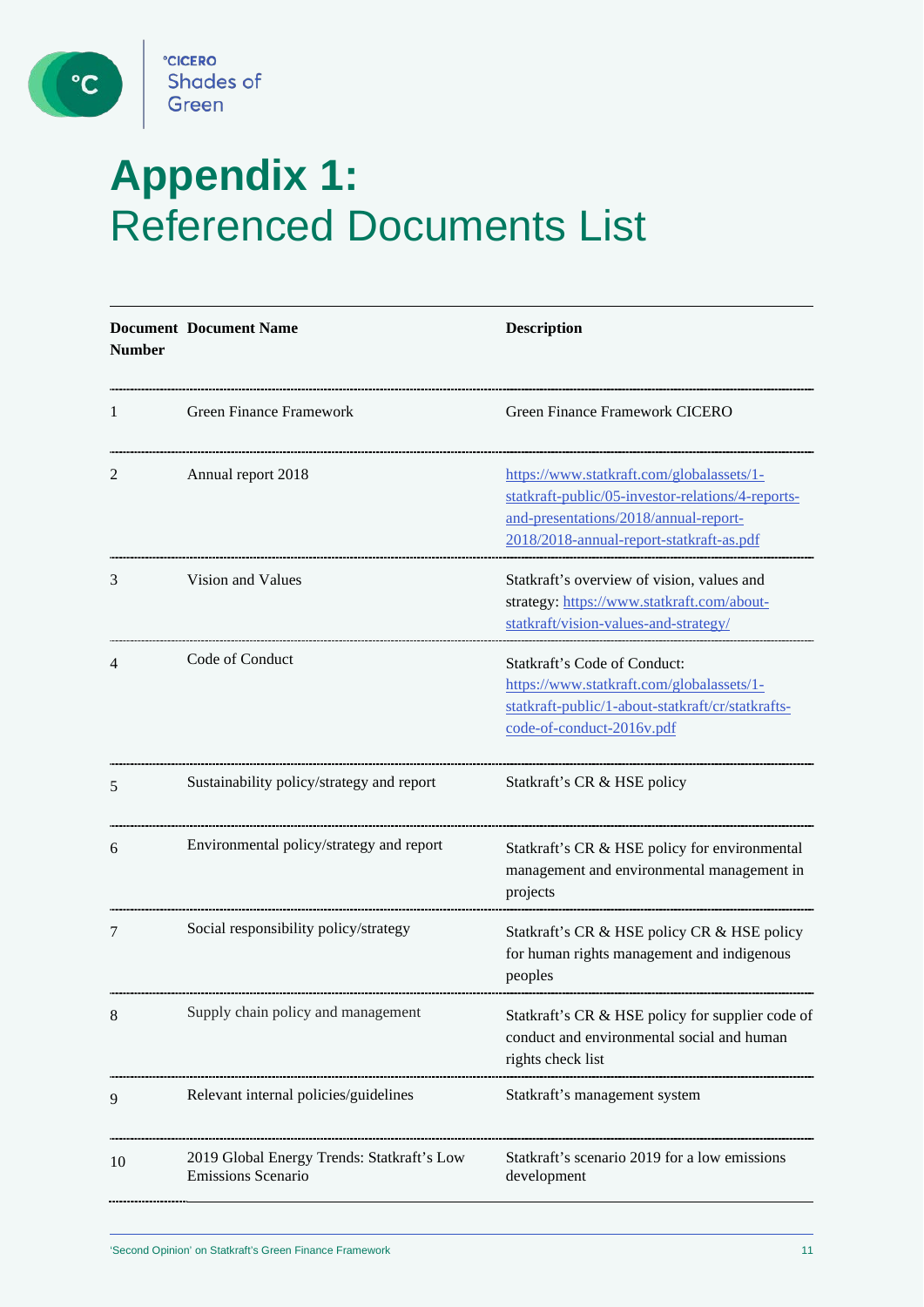# Appendix 1: Referenced Documents List

| Document Number | Document Name | Description |
| --- | --- | --- |
| 1 | Green Finance Framework | Green Finance Framework CICERO |
| 2 | Annual report 2018 | https://www.statkraft.com/globalassets/1-statkraft-public/05-investor-relations/4-reports-and-presentations/2018/annual-report-2018/2018-annual-report-statkraft-as.pdf |
| 3 | Vision and Values | Statkraft's overview of vision, values and strategy: https://www.statkraft.com/about-statkraft/vision-values-and-strategy/ |
| 4 | Code of Conduct | Statkraft's Code of Conduct: https://www.statkraft.com/globalassets/1-statkraft-public/1-about-statkraft/cr/statkrafts-code-of-conduct-2016v.pdf |
| 5 | Sustainability policy/strategy and report | Statkraft's CR & HSE policy |
| 6 | Environmental policy/strategy and report | Statkraft's CR & HSE policy for environmental management and environmental management in projects |
| 7 | Social responsibility policy/strategy | Statkraft's CR & HSE policy CR & HSE policy for human rights management and indigenous peoples |
| 8 | Supply chain policy and management | Statkraft's CR & HSE policy for supplier code of conduct and environmental social and human rights check list |
| 9 | Relevant internal policies/guidelines | Statkraft's management system |
| 10 | 2019 Global Energy Trends: Statkraft's Low Emissions Scenario | Statkraft's scenario 2019 for a low emissions development |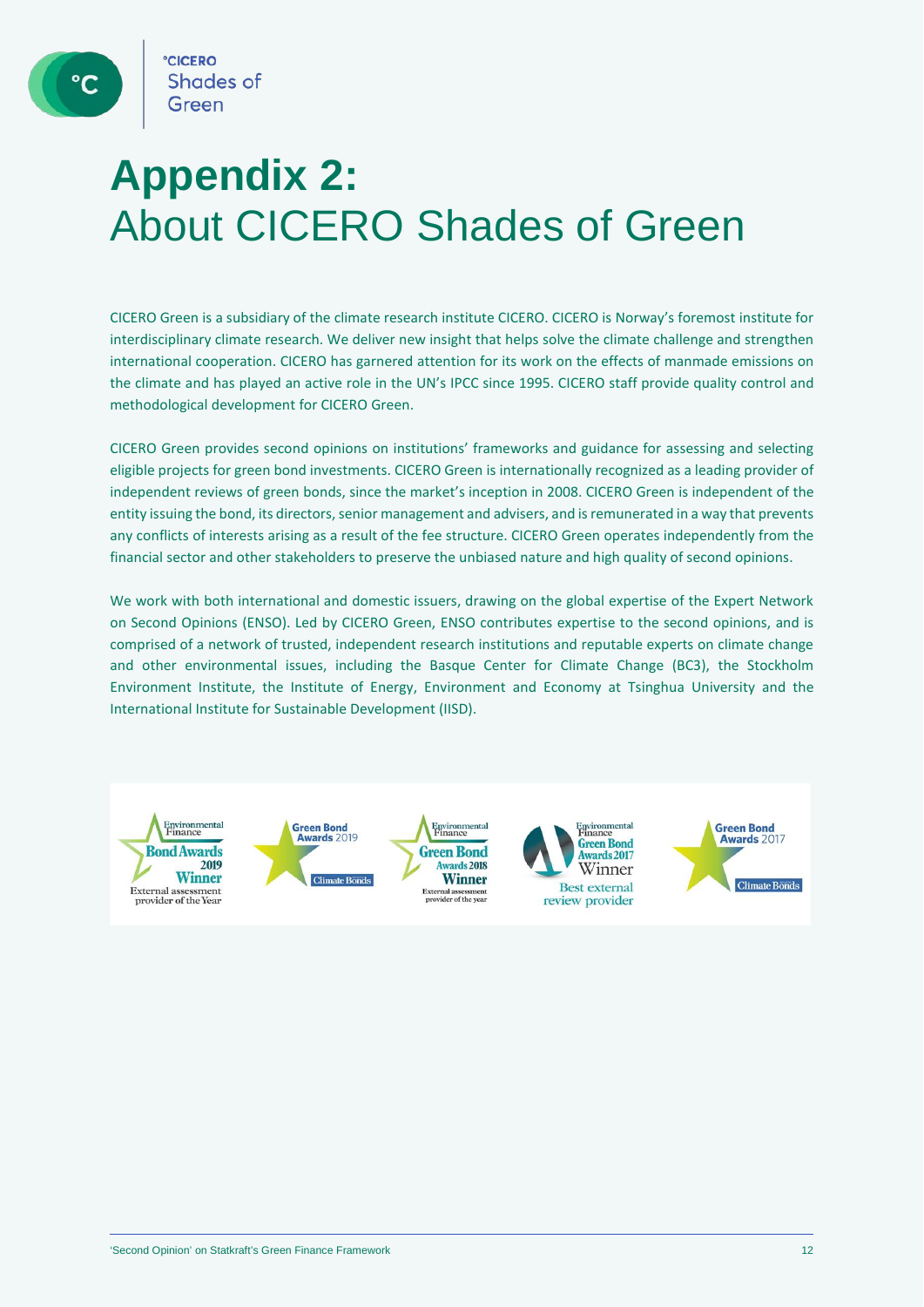# Appendix 2: About CICERO Shades of Green

CICERO Green is a subsidiary of the climate research institute CICERO. CICERO is Norway's foremost institute for interdisciplinary climate research. We deliver new insight that helps solve the climate challenge and strengthen international cooperation. CICERO has garnered attention for its work on the effects of manmade emissions on the climate and has played an active role in the UN's IPCC since 1995. CICERO staff provide quality control and methodological development for CICERO Green.

CICERO Green provides second opinions on institutions' frameworks and guidance for assessing and selecting eligible projects for green bond investments. CICERO Green is internationally recognized as a leading provider of independent reviews of green bonds, since the market's inception in 2008. CICERO Green is independent of the entity issuing the bond, its directors, senior management and advisers, and is remunerated in a way that prevents any conflicts of interests arising as a result of the fee structure. CICERO Green operates independently from the financial sector and other stakeholders to preserve the unbiased nature and high quality of second opinions.

We work with both international and domestic issuers, drawing on the global expertise of the Expert Network on Second Opinions (ENSO). Led by CICERO Green, ENSO contributes expertise to the second opinions, and is comprised of a network of trusted, independent research institutions and reputable experts on climate change and other environmental issues, including the Basque Center for Climate Change (BC3), the Stockholm Environment Institute, the Institute of Energy, Environment and Economy at Tsinghua University and the International Institute for Sustainable Development (IISD).

Environmental Finance Bond Awards 2019 Winner External assessment provider of the Year

Green Bond Awards 2019 Climate Bonds

Environmental Finance Green Bond Awards 2018 Winner External assessment provider of the year

Environmental Finance Green Bond Awards 2017 Winner Best external review provider

Green Bond Awards 2017 Climate Bonds